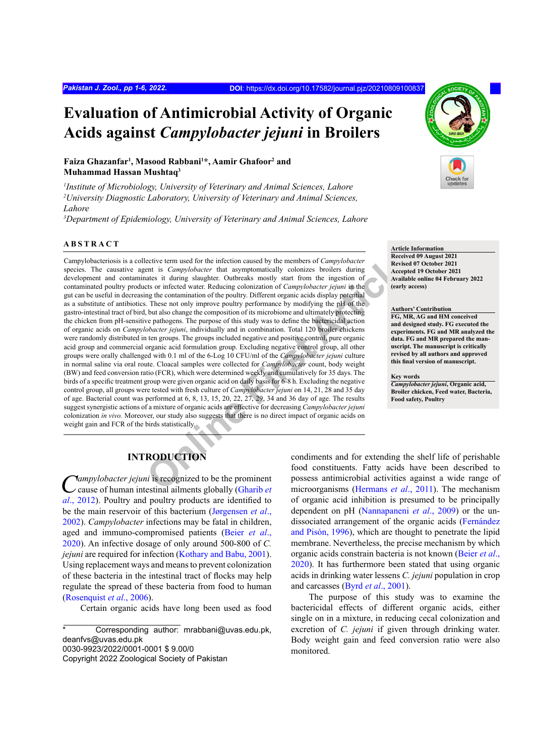# Evaluation of Antimicrobial Activity of Organic Acids against *Campylobacter jejuni* in Broilers

**Faiza Ghazanfar[1], Masood Rabbani[1]*, Aamir Ghafoor[2] and Muhammad Hassan Mushtaq[3]**

*[1]Institute of Microbiology, University of Veterinary and Animal Sciences, Lahore*
*[2]University Diagnostic Laboratory, University of Veterinary and Animal Sciences, Lahore*
*[3]Department of Epidemiology, University of Veterinary and Animal Sciences, Lahore*

**Article Information**
**Received 09 August 2021**
**Revised 07 October 2021**
**Accepted 19 October 2021**
**Available online 04 February 2022 (early access)**

**Authors' Contribution**
**FG, MR, AG and HM conceived and designed study. FG executed the experiments. FG and MR analyzed the data. FG and MR prepared the manuscript. The manuscript is critically revised by all authors and approved this final version of manuscript.**

**Key words**
***Campylobacter jejuni*, Organic acid, Broiler chicken, Feed water, Bacteria, Food safety, Poultry**

## ABSTRACT

Campylobacteriosis is a collective term used for the infection caused by the members of *Campylobacter* species. The causative agent is *Campylobacter* that asymptomatically colonizes broilers during development and contaminates it during slaughter. Outbreaks mostly start from the ingestion of contaminated poultry products or infected water. Reducing colonization of *Campylobacter jejuni* in the gut can be useful in decreasing the contamination of the poultry. Different organic acids display potential as a substitute of antibiotics. These not only improve poultry performance by modifying the pH of the gastro-intestinal tract of bird, but also change the composition of its microbiome and ultimately protecting the chicken from pH-sensitive pathogens. The purpose of this study was to define the bactericidal action of organic acids on *Campylobacter jejuni*, individually and in combination. Total 120 broiler chickens were randomly distributed in ten groups. The groups included negative and positive control, pure organic acid group and commercial organic acid formulation group. Excluding negative control group, all other groups were orally challenged with 0.1 ml of the 6-Log 10 CFU/ml of the *Campylobacter jejuni* culture in normal saline via oral route. Cloacal samples were collected for *Campylobacter* count, body weight (BW) and feed conversion ratio (FCR), which were determined weekly and cumulatively for 35 days. The birds of a specific treatment group were given organic acid on daily basis for 6-8 h. Excluding the negative control group, all groups were tested with fresh culture of *Campylobacter jejuni* on 14, 21, 28 and 35 day of age. Bacterial count was performed at 6, 8, 13, 15, 20, 22, 27, 29, 34 and 36 day of age. The results suggest synergistic actions of a mixture of organic acids are effective for decreasing *Campylobacter jejuni* colonization *in vivo*. Moreover, our study also suggests that there is no direct impact of organic acids on weight gain and FCR of the birds statistically.

## INTRODUCTION

*Campylobacter jejuni* is recognized to be the prominent cause of human intestinal ailments globally (Gharib *et al*., 2012). Poultry and poultry products are identified to be the main reservoir of this bacterium (Jørgensen *et al*., 2002). *Campylobacter* infections may be fatal in children, aged and immuno-compromised patients (Beier *et al*., 2020). An infective dosage of only around 500-800 of *C. jejuni* are required for infection (Kothary and Babu, 2001). Using replacement ways and means to prevent colonization of these bacteria in the intestinal tract of flocks may help regulate the spread of these bacteria from food to human (Rosenquist *et al*., 2006).

Certain organic acids have long been used as food condiments and for extending the shelf life of perishable food constituents. Fatty acids have been described to possess antimicrobial activities against a wide range of microorganisms (Hermans *et al*., 2011). The mechanism of organic acid inhibition is presumed to be principally dependent on pH (Nannapaneni *et al*., 2009) or the un-dissociated arrangement of the organic acids (Fernández and Pisón, 1996), which are thought to penetrate the lipid membrane. Nevertheless, the precise mechanism by which organic acids constrain bacteria is not known (Beier *et al*., 2020). It has furthermore been stated that using organic acids in drinking water lessens *C. jejuni* population in crop and carcasses (Byrd *et al*., 2001).

The purpose of this study was to examine the bactericidal effects of different organic acids, either single on in a mixture, in reducing cecal colonization and excretion of *C. jejuni* if given through drinking water. Body weight gain and feed conversion ratio were also monitored.

\* Corresponding author: mrabbani@uvas.edu.pk, deanfvs@uvas.edu.pk
0030-9923/2022/0001-0001 $ 9.00/0
Copyright 2022 Zoological Society of Pakistan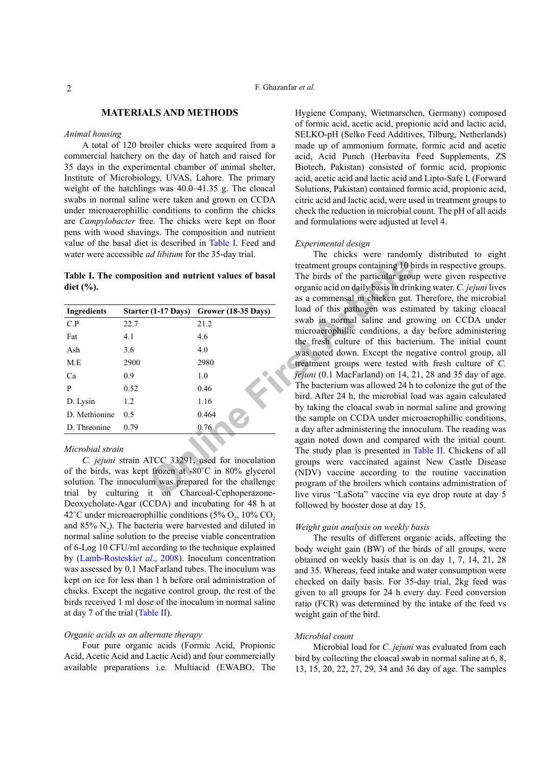## MATERIALS AND METHODS

### *Animal housing*

A total of 120 broiler chicks were acquired from a commercial hatchery on the day of hatch and raised for 35 days in the experimental chamber of animal shelter, Institute of Microbiology, UVAS, Lahore. The primary weight of the hatchlings was 40.0–41.35 g. The cloacal swabs in normal saline were taken and grown on CCDA under microaerophillic conditions to confirm the chicks are *Campylobacter* free. The chicks were kept on floor pens with wood shavings. The composition and nutrient value of the basal diet is described in Table I. Feed and water were accessible *ad libitum* for the 35-day trial.

**Table I. The composition and nutrient values of basal diet (%).**

| Ingredients | Starter (1-17 Days) | Grower (18-35 Days) |
|---|---|---|
| C.P | 22.7 | 21.2 |
| Fat | 4.1 | 4.6 |
| Ash | 3.6 | 4.0 |
| M.E | 2900 | 2980 |
| Ca | 0.9 | 1.0 |
| P | 0.52 | 0.46 |
| D. Lysin | 1.2 | 1.16 |
| D. Methionine | 0.5 | 0.464 |
| D. Threonine | 0.79 | 0.76 |

### *Microbial strain*

*C. jejuni* strain ATCC 33291, used for inoculation of the birds, was kept frozen at -80˚C in 80% glycerol solution. The innoculum was prepared for the challenge trial by culturing it on Charcoal-Cephoperazone-Deoxycholate-Agar (CCDA) and incubating for 48 h at 42˚C under microaerophillic conditions (5% $O_2$, 10% $CO_2$ and 85% $N_2$). The bacteria were harvested and diluted in normal saline solution to the precise viable concentration of 6-Log 10 CFU/ml according to the technique explained by (Lamb-Rosteski*et al*., 2008). Inoculum concentration was assessed by 0.1 MacFarland tubes. The inoculum was kept on ice for less than 1 h before oral administration of chicks. Except the negative control group, the rest of the birds received 1 ml dose of the inoculum in normal saline at day 7 of the trial (Table II).

### *Organic acids as an alternate therapy*

Four pure organic acids (Formic Acid, Propionic Acid, Acetic Acid and Lactic Acid) and four commercially available preparations i.e. Multiacid (EWABO, The Hygiene Company, Wietmarschen, Germany) composed of formic acid, acetic acid, propionic acid and lactic acid, SELKO-pH (Selko Feed Additives, Tilburg, Netherlands) made up of ammonium formate, formic acid and acetic acid, Acid Punch (Herbavita Feed Supplements, ZS Biotech, Pakistan) consisted of formic acid, propionic acid, acetic acid and lactic acid and Lipto-Safe L (Forward Solutions, Pakistan) contained formic acid, propionic acid, citric acid and lactic acid, were used in treatment groups to check the reduction in microbial count. The pH of all acids and formulations were adjusted at level 4.

### *Experimental design*

The chicks were randomly distributed to eight treatment groups containing 10 birds in respective groups. The birds of the particular group were given respective organic acid on daily basis in drinking water. *C. jejuni* lives as a commensal in chicken gut. Therefore, the microbial load of this pathogen was estimated by taking cloacal swab in normal saline and growing on CCDA under microaerophillic conditions, a day before administering the fresh culture of this bacterium. The initial count was noted down. Except the negative control group, all treatment groups were tested with fresh culture of *C. jejuni* (0.1 MacFarland) on 14, 21, 28 and 35 day of age. The bacterium was allowed 24 h to colonize the gut of the bird. After 24 h, the microbial load was again calculated by taking the cloacal swab in normal saline and growing the sample on CCDA under microaerophillic conditions, a day after administering the innoculum. The reading was again noted down and compared with the initial count. The study plan is presented in Table II. Chickens of all groups were vaccinated against New Castle Disease (NDV) vaccine according to the routine vaccination program of the broilers which contains administration of live virus "LaSota" vaccine via eye drop route at day 5 followed by booster dose at day 15.

### *Weight gain analysis on weekly basis*

The results of different organic acids, affecting the body weight gain (BW) of the birds of all groups, were obtained on weekly basis that is on day 1, 7, 14, 21, 28 and 35. Whereas, feed intake and water consumption were checked on daily basis. For 35-day trial, 2kg feed was given to all groups for 24 h every day. Feed conversion ratio (FCR) was determined by the intake of the feed vs weight gain of the bird.

### *Microbial count*

Microbial load for *C. jejuni* was evaluated from each bird by collecting the cloacal swab in normal saline at 6, 8, 13, 15, 20, 22, 27, 29, 34 and 36 day of age. The samples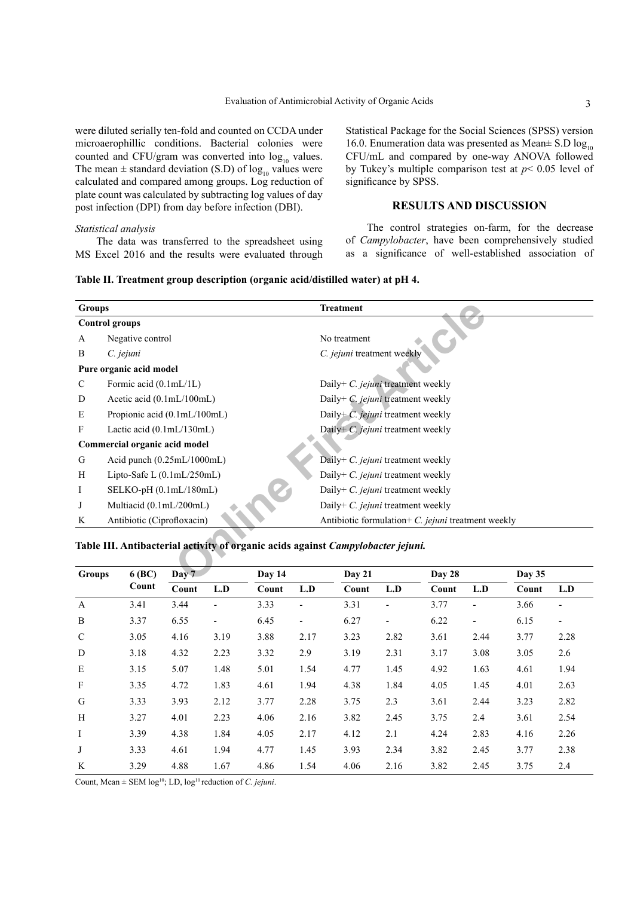were diluted serially ten-fold and counted on CCDA under microaerophillic conditions. Bacterial colonies were counted and CFU/gram was converted into $\log_{10}$ values. The mean ± standard deviation (S.D) of $\log_{10}$ values were calculated and compared among groups. Log reduction of plate count was calculated by subtracting log values of day post infection (DPI) from day before infection (DBI).

*Statistical analysis*

The data was transferred to the spreadsheet using MS Excel 2016 and the results were evaluated through Statistical Package for the Social Sciences (SPSS) version 16.0. Enumeration data was presented as Mean± S.D $\log_{10}$ CFU/mL and compared by one-way ANOVA followed by Tukey's multiple comparison test at $p< 0.05$ level of significance by SPSS.

## RESULTS AND DISCUSSION

The control strategies on-farm, for the decrease of *Campylobacter*, have been comprehensively studied as a significance of well-established association of

**Table II. Treatment group description (organic acid/distilled water) at pH 4.**

| Groups | | Treatment |
|---|---|---|
| **Control groups** | | |
| A | Negative control | No treatment |
| B | *C. jejuni* | *C. jejuni* treatment weekly |
| **Pure organic acid model** | | |
| C | Formic acid (0.1mL/1L) | Daily+ *C. jejuni* treatment weekly |
| D | Acetic acid (0.1mL/100mL) | Daily+ *C. jejuni* treatment weekly |
| E | Propionic acid (0.1mL/100mL) | Daily+ *C. jejuni* treatment weekly |
| F | Lactic acid (0.1mL/130mL) | Daily+ *C. jejuni* treatment weekly |
| **Commercial organic acid model** | | |
| G | Acid punch (0.25mL/1000mL) | Daily+ *C. jejuni* treatment weekly |
| H | Lipto-Safe L (0.1mL/250mL) | Daily+ *C. jejuni* treatment weekly |
| I | SELKO-pH (0.1mL/180mL) | Daily+ *C. jejuni* treatment weekly |
| J | Multiacid (0.1mL/200mL) | Daily+ *C. jejuni* treatment weekly |
| K | Antibiotic (Ciprofloxacin) | Antibiotic formulation+ *C. jejuni* treatment weekly |

**Table III. Antibacterial activity of organic acids against *Campylobacter jejuni.***

| Groups | 6 (BC) | Day 7 | | Day 14 | | Day 21 | | Day 28 | | Day 35 | |
|---|---|---|---|---|---|---|---|---|---|---|---|
| | Count | Count | L.D | Count | L.D | Count | L.D | Count | L.D | Count | L.D |
| A | 3.41 | 3.44 | - | 3.33 | - | 3.31 | - | 3.77 | - | 3.66 | - |
| B | 3.37 | 6.55 | - | 6.45 | - | 6.27 | - | 6.22 | - | 6.15 | - |
| C | 3.05 | 4.16 | 3.19 | 3.88 | 2.17 | 3.23 | 2.82 | 3.61 | 2.44 | 3.77 | 2.28 |
| D | 3.18 | 4.32 | 2.23 | 3.32 | 2.9 | 3.19 | 2.31 | 3.17 | 3.08 | 3.05 | 2.6 |
| E | 3.15 | 5.07 | 1.48 | 5.01 | 1.54 | 4.77 | 1.45 | 4.92 | 1.63 | 4.61 | 1.94 |
| F | 3.35 | 4.72 | 1.83 | 4.61 | 1.94 | 4.38 | 1.84 | 4.05 | 1.45 | 4.01 | 2.63 |
| G | 3.33 | 3.93 | 2.12 | 3.77 | 2.28 | 3.75 | 2.3 | 3.61 | 2.44 | 3.23 | 2.82 |
| H | 3.27 | 4.01 | 2.23 | 4.06 | 2.16 | 3.82 | 2.45 | 3.75 | 2.4 | 3.61 | 2.54 |
| I | 3.39 | 4.38 | 1.84 | 4.05 | 2.17 | 4.12 | 2.1 | 4.24 | 2.83 | 4.16 | 2.26 |
| J | 3.33 | 4.61 | 1.94 | 4.77 | 1.45 | 3.93 | 2.34 | 3.82 | 2.45 | 3.77 | 2.38 |
| K | 3.29 | 4.88 | 1.67 | 4.86 | 1.54 | 4.06 | 2.16 | 3.82 | 2.45 | 3.75 | 2.4 |

Count, Mean ± SEM $\log^{10}$; LD, $\log^{10}$ reduction of *C. jejuni*.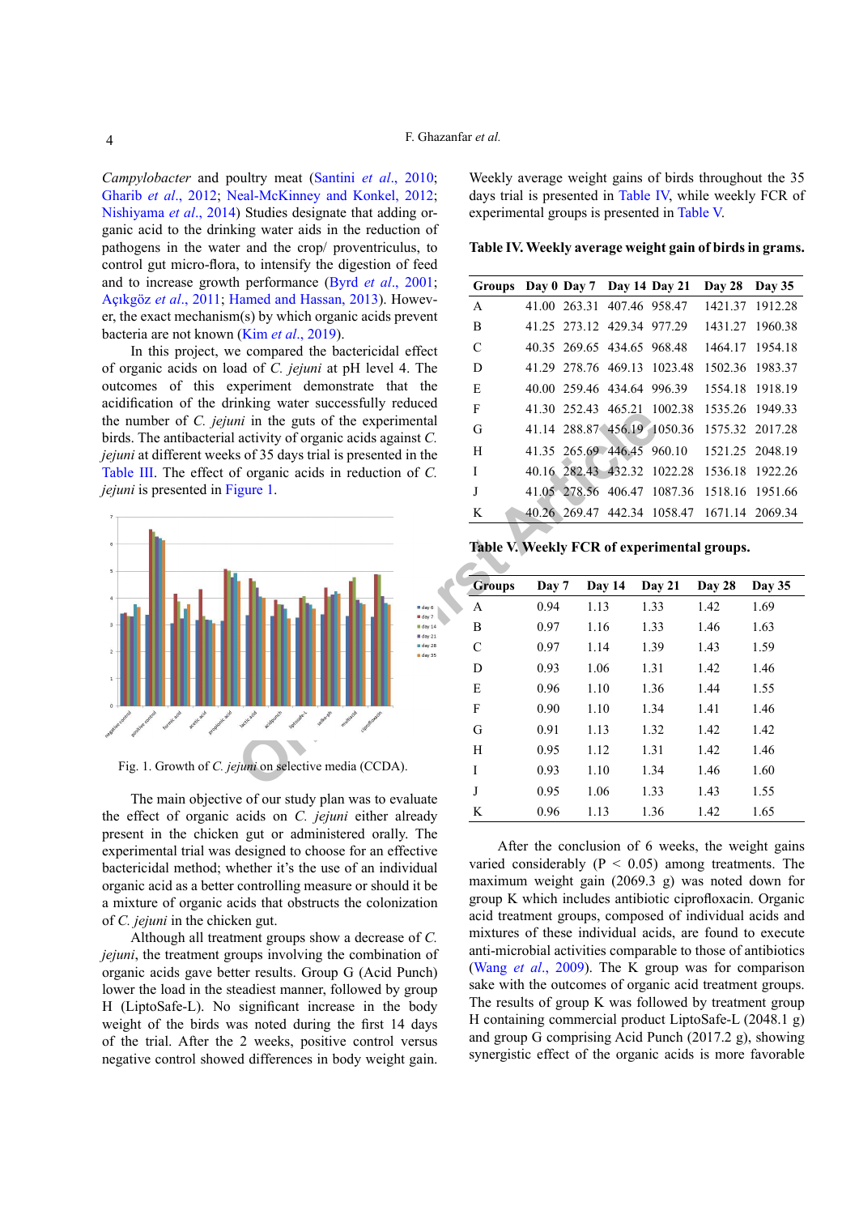*Campylobacter* and poultry meat (Santini *et al*., 2010; Gharib *et al*., 2012; Neal-McKinney and Konkel, 2012; Nishiyama *et al*., 2014) Studies designate that adding organic acid to the drinking water aids in the reduction of pathogens in the water and the crop/ proventriculus, to control gut micro-flora, to intensify the digestion of feed and to increase growth performance (Byrd *et al*., 2001; Açıkgöz *et al*., 2011; Hamed and Hassan, 2013). However, the exact mechanism(s) by which organic acids prevent bacteria are not known (Kim *et al*., 2019).

In this project, we compared the bactericidal effect of organic acids on load of *C. jejuni* at pH level 4. The outcomes of this experiment demonstrate that the acidification of the drinking water successfully reduced the number of *C. jejuni* in the guts of the experimental birds. The antibacterial activity of organic acids against *C. jejuni* at different weeks of 35 days trial is presented in the Table III. The effect of organic acids in reduction of *C. jejuni* is presented in Figure 1.

Fig. 1. Growth of *C. jejuni* on selective media (CCDA).

The main objective of our study plan was to evaluate the effect of organic acids on *C. jejuni* either already present in the chicken gut or administered orally. The experimental trial was designed to choose for an effective bactericidal method; whether it's the use of an individual organic acid as a better controlling measure or should it be a mixture of organic acids that obstructs the colonization of *C. jejuni* in the chicken gut.

Although all treatment groups show a decrease of *C. jejuni*, the treatment groups involving the combination of organic acids gave better results. Group G (Acid Punch) lower the load in the steadiest manner, followed by group H (LiptoSafe-L). No significant increase in the body weight of the birds was noted during the first 14 days of the trial. After the 2 weeks, positive control versus negative control showed differences in body weight gain.

Weekly average weight gains of birds throughout the 35 days trial is presented in Table IV, while weekly FCR of experimental groups is presented in Table V.

**Table IV. Weekly average weight gain of birds in grams.**

| Groups | Day 0 | Day 7 | Day 14 | Day 21 | Day 28 | Day 35 |
|---|---|---|---|---|---|---|
| A | 41.00 | 263.31 | 407.46 | 958.47 | 1421.37 | 1912.28 |
| B | 41.25 | 273.12 | 429.34 | 977.29 | 1431.27 | 1960.38 |
| C | 40.35 | 269.65 | 434.65 | 968.48 | 1464.17 | 1954.18 |
| D | 41.29 | 278.76 | 469.13 | 1023.48 | 1502.36 | 1983.37 |
| E | 40.00 | 259.46 | 434.64 | 996.39 | 1554.18 | 1918.19 |
| F | 41.30 | 252.43 | 465.21 | 1002.38 | 1535.26 | 1949.33 |
| G | 41.14 | 288.87 | 456.19 | 1050.36 | 1575.32 | 2017.28 |
| H | 41.35 | 265.69 | 446.45 | 960.10 | 1521.25 | 2048.19 |
| I | 40.16 | 282.43 | 432.32 | 1022.28 | 1536.18 | 1922.26 |
| J | 41.05 | 278.56 | 406.47 | 1087.36 | 1518.16 | 1951.66 |
| K | 40.26 | 269.47 | 442.34 | 1058.47 | 1671.14 | 2069.34 |

**Table V. Weekly FCR of experimental groups.**

| Groups | Day 7 | Day 14 | Day 21 | Day 28 | Day 35 |
|---|---|---|---|---|---|
| A | 0.94 | 1.13 | 1.33 | 1.42 | 1.69 |
| B | 0.97 | 1.16 | 1.33 | 1.46 | 1.63 |
| C | 0.97 | 1.14 | 1.39 | 1.43 | 1.59 |
| D | 0.93 | 1.06 | 1.31 | 1.42 | 1.46 |
| E | 0.96 | 1.10 | 1.36 | 1.44 | 1.55 |
| F | 0.90 | 1.10 | 1.34 | 1.41 | 1.46 |
| G | 0.91 | 1.13 | 1.32 | 1.42 | 1.42 |
| H | 0.95 | 1.12 | 1.31 | 1.42 | 1.46 |
| I | 0.93 | 1.10 | 1.34 | 1.46 | 1.60 |
| J | 0.95 | 1.06 | 1.33 | 1.43 | 1.55 |
| K | 0.96 | 1.13 | 1.36 | 1.42 | 1.65 |

After the conclusion of 6 weeks, the weight gains varied considerably ($P < 0.05$) among treatments. The maximum weight gain (2069.3 g) was noted down for group K which includes antibiotic ciprofloxacin. Organic acid treatment groups, composed of individual acids and mixtures of these individual acids, are found to execute anti-microbial activities comparable to those of antibiotics (Wang *et al*., 2009). The K group was for comparison sake with the outcomes of organic acid treatment groups. The results of group K was followed by treatment group H containing commercial product LiptoSafe-L (2048.1 g) and group G comprising Acid Punch (2017.2 g), showing synergistic effect of the organic acids is more favorable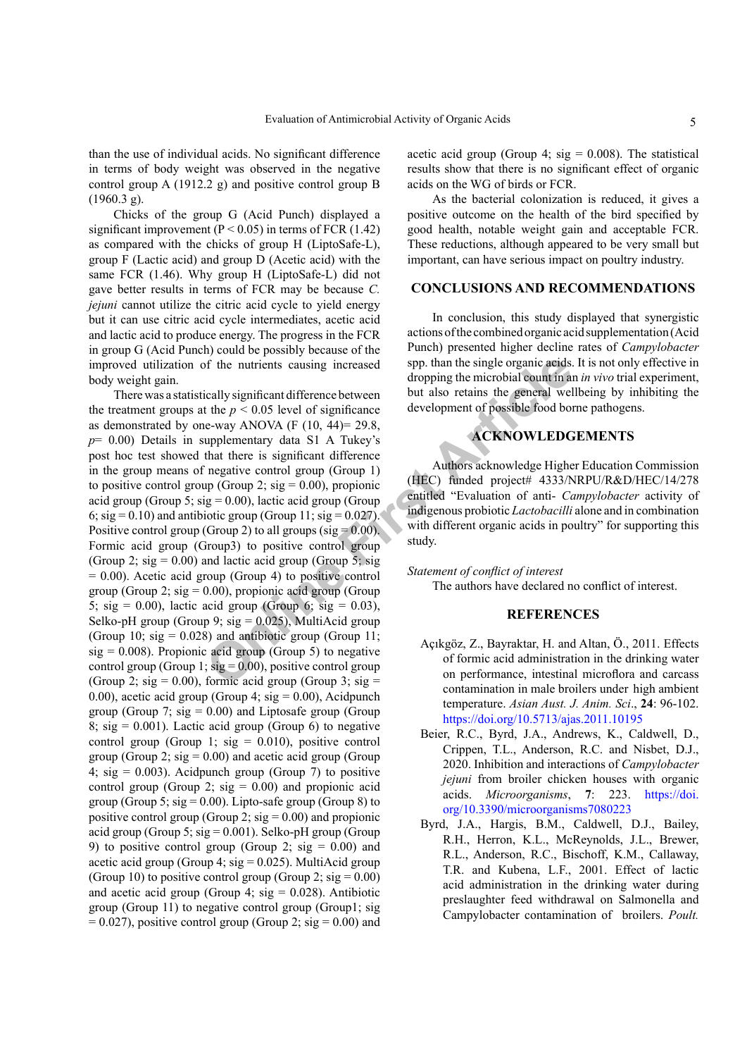than the use of individual acids. No significant difference in terms of body weight was observed in the negative control group A (1912.2 g) and positive control group B (1960.3 g).

Chicks of the group G (Acid Punch) displayed a significant improvement (P < 0.05) in terms of FCR (1.42) as compared with the chicks of group H (LiptoSafe-L), group F (Lactic acid) and group D (Acetic acid) with the same FCR (1.46). Why group H (LiptoSafe-L) did not gave better results in terms of FCR may be because *C. jejuni* cannot utilize the citric acid cycle to yield energy but it can use citric acid cycle intermediates, acetic acid and lactic acid to produce energy. The progress in the FCR in group G (Acid Punch) could be possibly because of the improved utilization of the nutrients causing increased body weight gain.

There was a statistically significant difference between the treatment groups at the $p < 0.05$ level of significance as demonstrated by one-way ANOVA ($F (10, 44) = 29.8$, $p = 0.00$) Details in supplementary data S1 A Tukey's post hoc test showed that there is significant difference in the group means of negative control group (Group 1) to positive control group (Group 2; sig = 0.00), propionic acid group (Group 5; sig = 0.00), lactic acid group (Group 6; sig = 0.10) and antibiotic group (Group 11; sig = 0.027). Positive control group (Group 2) to all groups (sig = 0.00). Formic acid group (Group3) to positive control group (Group 2; sig = 0.00) and lactic acid group (Group 5; sig = 0.00). Acetic acid group (Group 4) to positive control group (Group 2; sig = 0.00), propionic acid group (Group 5; sig = 0.00), lactic acid group (Group 6; sig = 0.03), Selko-pH group (Group 9; sig = 0.025), MultiAcid group (Group 10; sig = 0.028) and antibiotic group (Group 11; sig = 0.008). Propionic acid group (Group 5) to negative control group (Group 1; sig = 0.00), positive control group (Group 2; sig = 0.00), formic acid group (Group 3; sig = 0.00), acetic acid group (Group 4; sig = 0.00), Acidpunch group (Group 7; sig = 0.00) and Liptosafe group (Group 8; sig = 0.001). Lactic acid group (Group 6) to negative control group (Group 1; sig = 0.010), positive control group (Group 2; sig = 0.00) and acetic acid group (Group 4; sig = 0.003). Acidpunch group (Group 7) to positive control group (Group 2; sig = 0.00) and propionic acid group (Group 5; sig = 0.00). Lipto-safe group (Group 8) to positive control group (Group 2; sig = 0.00) and propionic acid group (Group 5; sig = 0.001). Selko-pH group (Group 9) to positive control group (Group 2; sig = 0.00) and acetic acid group (Group 4; sig = 0.025). MultiAcid group (Group 10) to positive control group (Group 2; sig = 0.00) and acetic acid group (Group 4; sig = 0.028). Antibiotic group (Group 11) to negative control group (Group1; sig = 0.027), positive control group (Group 2; sig = 0.00) and acetic acid group (Group 4; sig = 0.008). The statistical results show that there is no significant effect of organic acids on the WG of birds or FCR.

As the bacterial colonization is reduced, it gives a positive outcome on the health of the bird specified by good health, notable weight gain and acceptable FCR. These reductions, although appeared to be very small but important, can have serious impact on poultry industry.

## CONCLUSIONS AND RECOMMENDATIONS

In conclusion, this study displayed that synergistic actions of the combined organic acid supplementation (Acid Punch) presented higher decline rates of *Campylobacter* spp. than the single organic acids. It is not only effective in dropping the microbial count in an *in vivo* trial experiment, but also retains the general wellbeing by inhibiting the development of possible food borne pathogens.

## ACKNOWLEDGEMENTS

Authors acknowledge Higher Education Commission (HEC) funded project# 4333/NRPU/R&D/HEC/14/278 entitled "Evaluation of anti- *Campylobacter* activity of indigenous probiotic *Lactobacilli* alone and in combination with different organic acids in poultry" for supporting this study.

*Statement of conflict of interest*

The authors have declared no conflict of interest.

## REFERENCES

Açıkgöz, Z., Bayraktar, H. and Altan, Ö., 2011. Effects of formic acid administration in the drinking water on performance, intestinal microflora and carcass contamination in male broilers under high ambient temperature. *Asian Aust. J. Anim. Sci*., **24**: 96-102. https://doi.org/10.5713/ajas.2011.10195

Beier, R.C., Byrd, J.A., Andrews, K., Caldwell, D., Crippen, T.L., Anderson, R.C. and Nisbet, D.J., 2020. Inhibition and interactions of *Campylobacter jejuni* from broiler chicken houses with organic acids. *Microorganisms*, **7**: 223. https://doi.org/10.3390/microorganisms7080223

Byrd, J.A., Hargis, B.M., Caldwell, D.J., Bailey, R.H., Herron, K.L., McReynolds, J.L., Brewer, R.L., Anderson, R.C., Bischoff, K.M., Callaway, T.R. and Kubena, L.F., 2001. Effect of lactic acid administration in the drinking water during preslaughter feed withdrawal on Salmonella and Campylobacter contamination of broilers. *Poult.*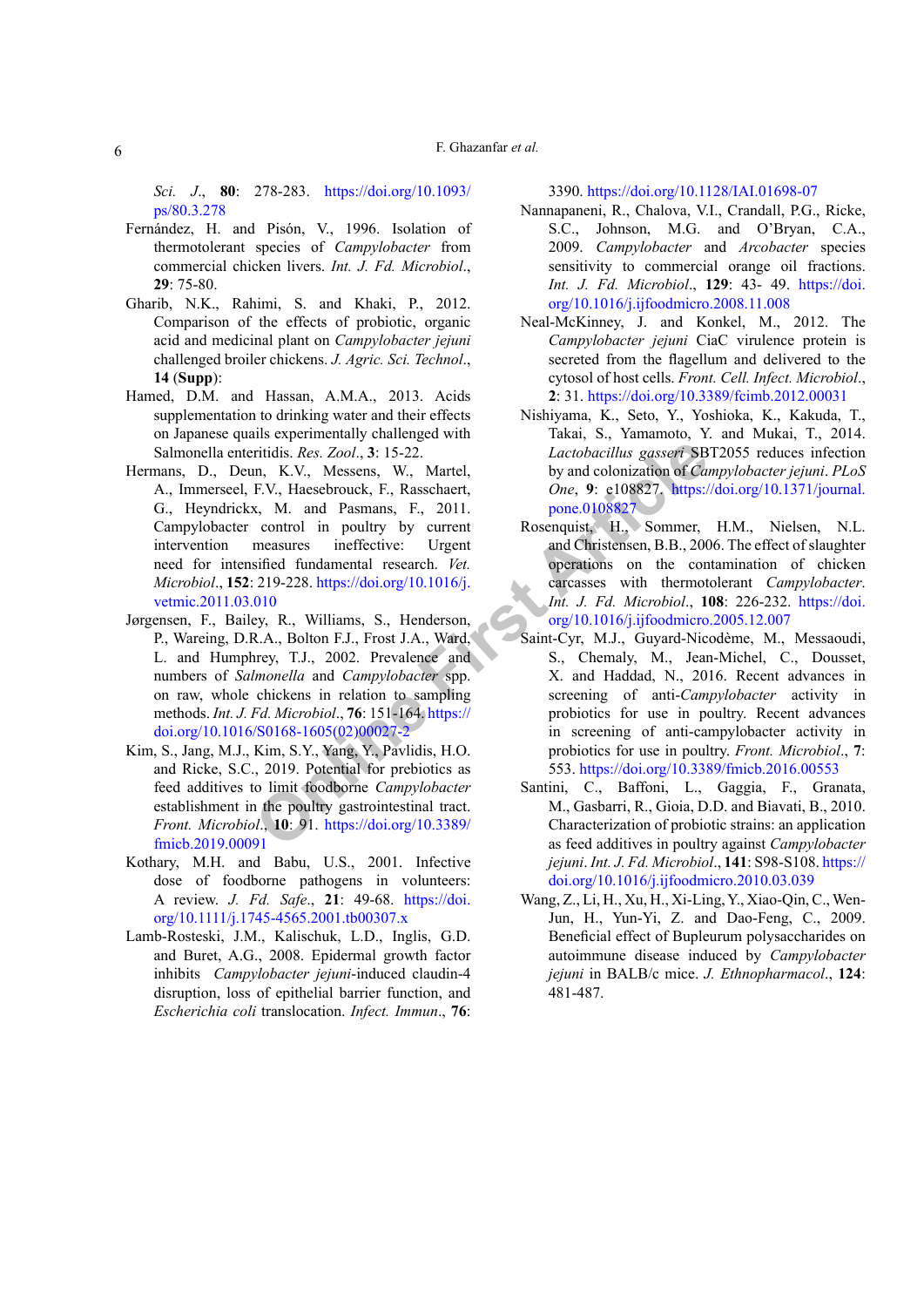*Sci. J.*, **80**: 278-283. https://doi.org/10.1093/ps/80.3.278

Fernández, H. and Pisón, V., 1996. Isolation of thermotolerant species of *Campylobacter* from commercial chicken livers. *Int. J. Fd. Microbiol.*, **29**: 75-80.

Gharib, N.K., Rahimi, S. and Khaki, P., 2012. Comparison of the effects of probiotic, organic acid and medicinal plant on *Campylobacter jejuni* challenged broiler chickens. *J. Agric. Sci. Technol.*, **14** (**Supp**):

Hamed, D.M. and Hassan, A.M.A., 2013. Acids supplementation to drinking water and their effects on Japanese quails experimentally challenged with Salmonella enteritidis. *Res. Zool.*, **3**: 15-22.

Hermans, D., Deun, K.V., Messens, W., Martel, A., Immerseel, F.V., Haesebrouck, F., Rasschaert, G., Heyndrickx, M. and Pasmans, F., 2011. Campylobacter control in poultry by current intervention measures ineffective: Urgent need for intensified fundamental research. *Vet. Microbiol.*, **152**: 219-228. https://doi.org/10.1016/j.vetmic.2011.03.010

Jørgensen, F., Bailey, R., Williams, S., Henderson, P., Wareing, D.R.A., Bolton F.J., Frost J.A., Ward, L. and Humphrey, T.J., 2002. Prevalence and numbers of *Salmonella* and *Campylobacter* spp. on raw, whole chickens in relation to sampling methods. *Int. J. Fd. Microbiol.*, **76**: 151-164. https://doi.org/10.1016/S0168-1605(02)00027-2

Kim, S., Jang, M.J., Kim, S.Y., Yang, Y., Pavlidis, H.O. and Ricke, S.C., 2019. Potential for prebiotics as feed additives to limit foodborne *Campylobacter* establishment in the poultry gastrointestinal tract. *Front. Microbiol.*, **10**: 91. https://doi.org/10.3389/fmicb.2019.00091

Kothary, M.H. and Babu, U.S., 2001. Infective dose of foodborne pathogens in volunteers: A review. *J. Fd. Safe.*, **21**: 49-68. https://doi.org/10.1111/j.1745-4565.2001.tb00307.x

Lamb-Rosteski, J.M., Kalischuk, L.D., Inglis, G.D. and Buret, A.G., 2008. Epidermal growth factor inhibits *Campylobacter jejuni*-induced claudin-4 disruption, loss of epithelial barrier function, and *Escherichia coli* translocation. *Infect. Immun.*, **76**: 3390. https://doi.org/10.1128/IAI.01698-07

Nannapaneni, R., Chalova, V.I., Crandall, P.G., Ricke, S.C., Johnson, M.G. and O'Bryan, C.A., 2009. *Campylobacter* and *Arcobacter* species sensitivity to commercial orange oil fractions. *Int. J. Fd. Microbiol.*, **129**: 43- 49. https://doi.org/10.1016/j.ijfoodmicro.2008.11.008

Neal-McKinney, J. and Konkel, M., 2012. The *Campylobacter jejuni* CiaC virulence protein is secreted from the flagellum and delivered to the cytosol of host cells. *Front. Cell. Infect. Microbiol.*, **2**: 31. https://doi.org/10.3389/fcimb.2012.00031

Nishiyama, K., Seto, Y., Yoshioka, K., Kakuda, T., Takai, S., Yamamoto, Y. and Mukai, T., 2014. *Lactobacillus gasseri* SBT2055 reduces infection by and colonization of *Campylobacter jejuni*. *PLoS One*, **9**: e108827. https://doi.org/10.1371/journal.pone.0108827

Rosenquist, H., Sommer, H.M., Nielsen, N.L. and Christensen, B.B., 2006. The effect of slaughter operations on the contamination of chicken carcasses with thermotolerant *Campylobacter*. *Int. J. Fd. Microbiol.*, **108**: 226-232. https://doi.org/10.1016/j.ijfoodmicro.2005.12.007

Saint-Cyr, M.J., Guyard-Nicodème, M., Messaoudi, S., Chemaly, M., Jean-Michel, C., Dousset, X. and Haddad, N., 2016. Recent advances in screening of anti-*Campylobacter* activity in probiotics for use in poultry. Recent advances in screening of anti-campylobacter activity in probiotics for use in poultry. *Front. Microbiol.*, **7**: 553. https://doi.org/10.3389/fmicb.2016.00553

Santini, C., Baffoni, L., Gaggia, F., Granata, M., Gasbarri, R., Gioia, D.D. and Biavati, B., 2010. Characterization of probiotic strains: an application as feed additives in poultry against *Campylobacter jejuni*. *Int. J. Fd. Microbiol.*, **141**: S98-S108. https://doi.org/10.1016/j.ijfoodmicro.2010.03.039

Wang, Z., Li, H., Xu, H., Xi-Ling, Y., Xiao-Qin, C., Wen-Jun, H., Yun-Yi, Z. and Dao-Feng, C., 2009. Beneficial effect of Bupleurum polysaccharides on autoimmune disease induced by *Campylobacter jejuni* in BALB/c mice. *J. Ethnopharmacol.*, **124**: 481-487.